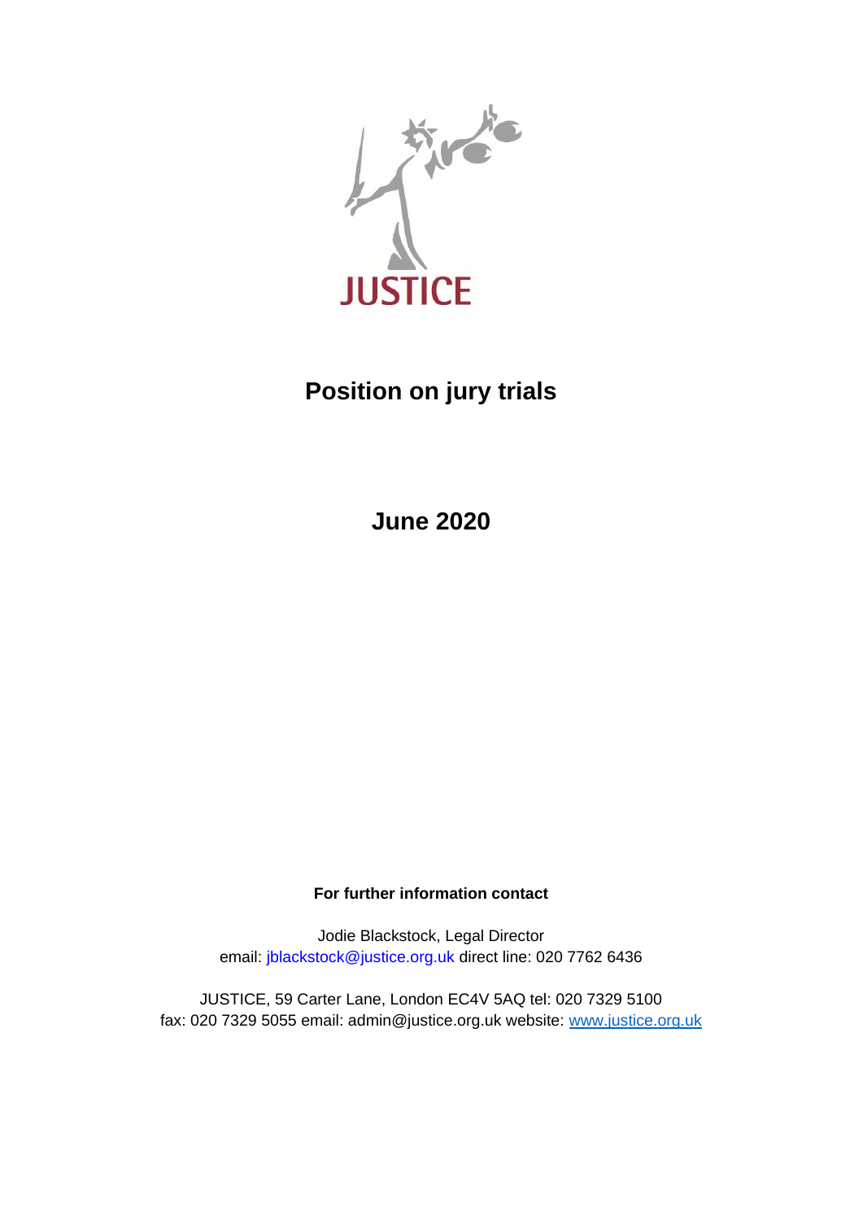JUSTICE

# Position on jury trials

## June 2020

**For further information contact**

Jodie Blackstock, Legal Director
email: jblackstock@justice.org.uk direct line: 020 7762 6436

JUSTICE, 59 Carter Lane, London EC4V 5AQ tel: 020 7329 5100
fax: 020 7329 5055 email: admin@justice.org.uk website: www.justice.org.uk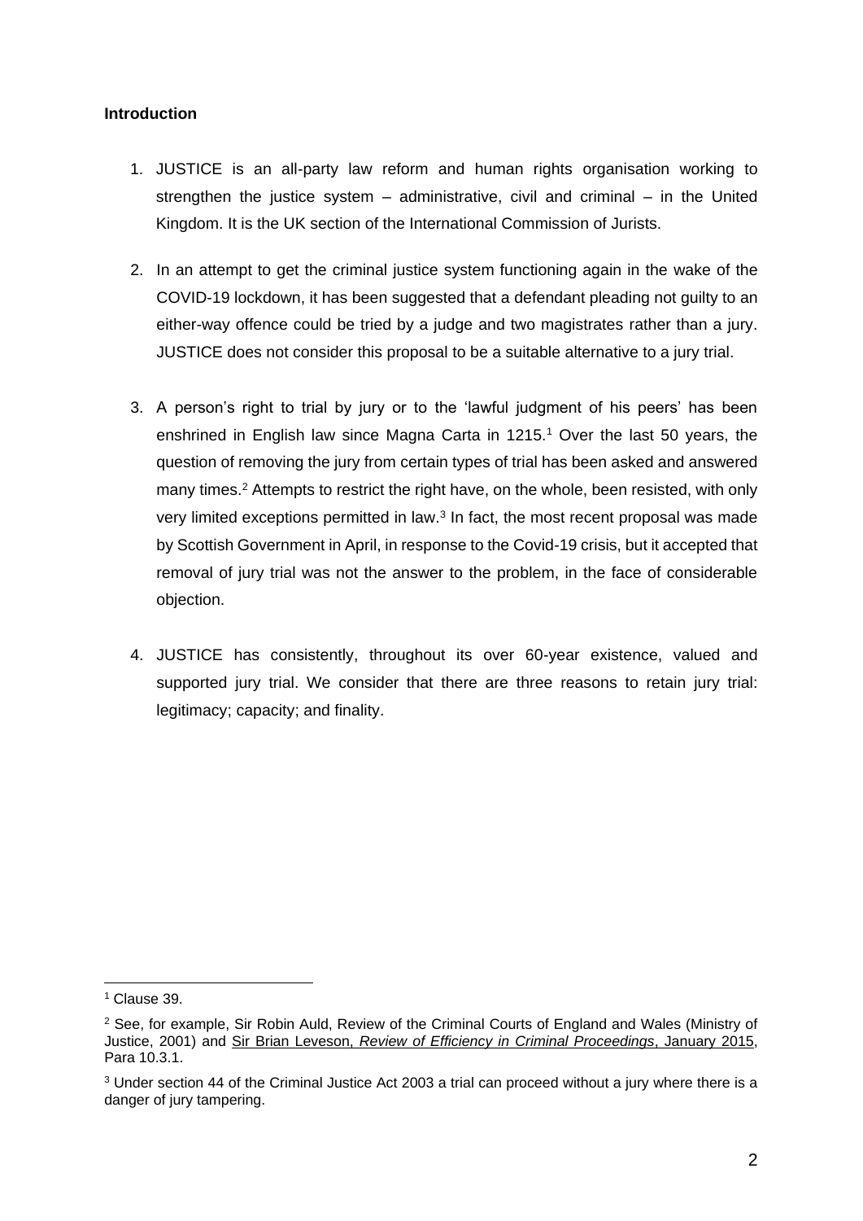**Introduction**

1. JUSTICE is an all-party law reform and human rights organisation working to strengthen the justice system – administrative, civil and criminal – in the United Kingdom. It is the UK section of the International Commission of Jurists.

2. In an attempt to get the criminal justice system functioning again in the wake of the COVID-19 lockdown, it has been suggested that a defendant pleading not guilty to an either-way offence could be tried by a judge and two magistrates rather than a jury. JUSTICE does not consider this proposal to be a suitable alternative to a jury trial.

3. A person's right to trial by jury or to the 'lawful judgment of his peers' has been enshrined in English law since Magna Carta in 1215.[1] Over the last 50 years, the question of removing the jury from certain types of trial has been asked and answered many times.[2] Attempts to restrict the right have, on the whole, been resisted, with only very limited exceptions permitted in law.[3] In fact, the most recent proposal was made by Scottish Government in April, in response to the Covid-19 crisis, but it accepted that removal of jury trial was not the answer to the problem, in the face of considerable objection.

4. JUSTICE has consistently, throughout its over 60-year existence, valued and supported jury trial. We consider that there are three reasons to retain jury trial: legitimacy; capacity; and finality.

---

[1] Clause 39.

[2] See, for example, Sir Robin Auld, Review of the Criminal Courts of England and Wales (Ministry of Justice, 2001) and Sir Brian Leveson, *Review of Efficiency in Criminal Proceedings*, January 2015, Para 10.3.1.

[3] Under section 44 of the Criminal Justice Act 2003 a trial can proceed without a jury where there is a danger of jury tampering.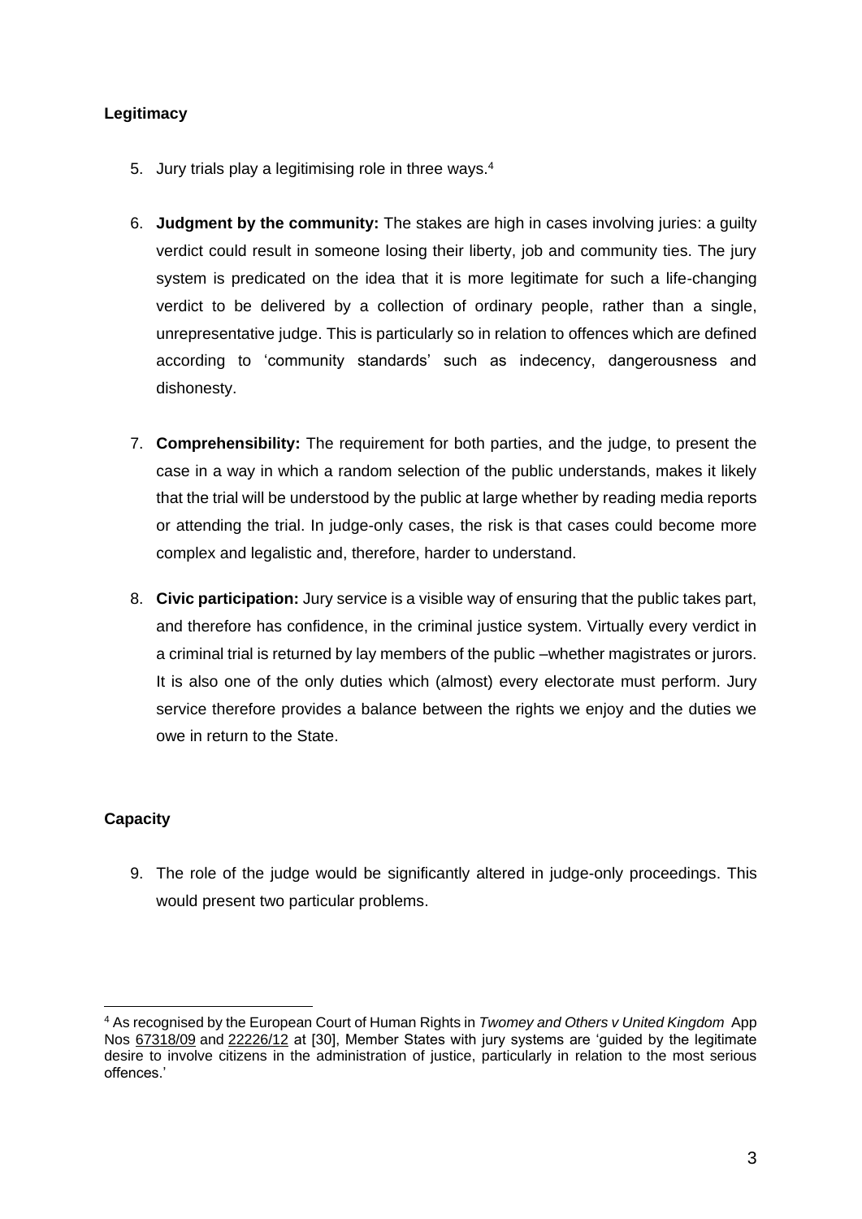**Legitimacy**

5. Jury trials play a legitimising role in three ways.[4]

6. **Judgment by the community:** The stakes are high in cases involving juries: a guilty verdict could result in someone losing their liberty, job and community ties. The jury system is predicated on the idea that it is more legitimate for such a life-changing verdict to be delivered by a collection of ordinary people, rather than a single, unrepresentative judge. This is particularly so in relation to offences which are defined according to 'community standards' such as indecency, dangerousness and dishonesty.

7. **Comprehensibility:** The requirement for both parties, and the judge, to present the case in a way in which a random selection of the public understands, makes it likely that the trial will be understood by the public at large whether by reading media reports or attending the trial. In judge-only cases, the risk is that cases could become more complex and legalistic and, therefore, harder to understand.

8. **Civic participation:** Jury service is a visible way of ensuring that the public takes part, and therefore has confidence, in the criminal justice system. Virtually every verdict in a criminal trial is returned by lay members of the public –whether magistrates or jurors. It is also one of the only duties which (almost) every electorate must perform. Jury service therefore provides a balance between the rights we enjoy and the duties we owe in return to the State.

**Capacity**

9. The role of the judge would be significantly altered in judge-only proceedings. This would present two particular problems.

[4] As recognised by the European Court of Human Rights in *Twomey and Others v United Kingdom* App Nos 67318/09 and 22226/12 at [30], Member States with jury systems are 'guided by the legitimate desire to involve citizens in the administration of justice, particularly in relation to the most serious offences.'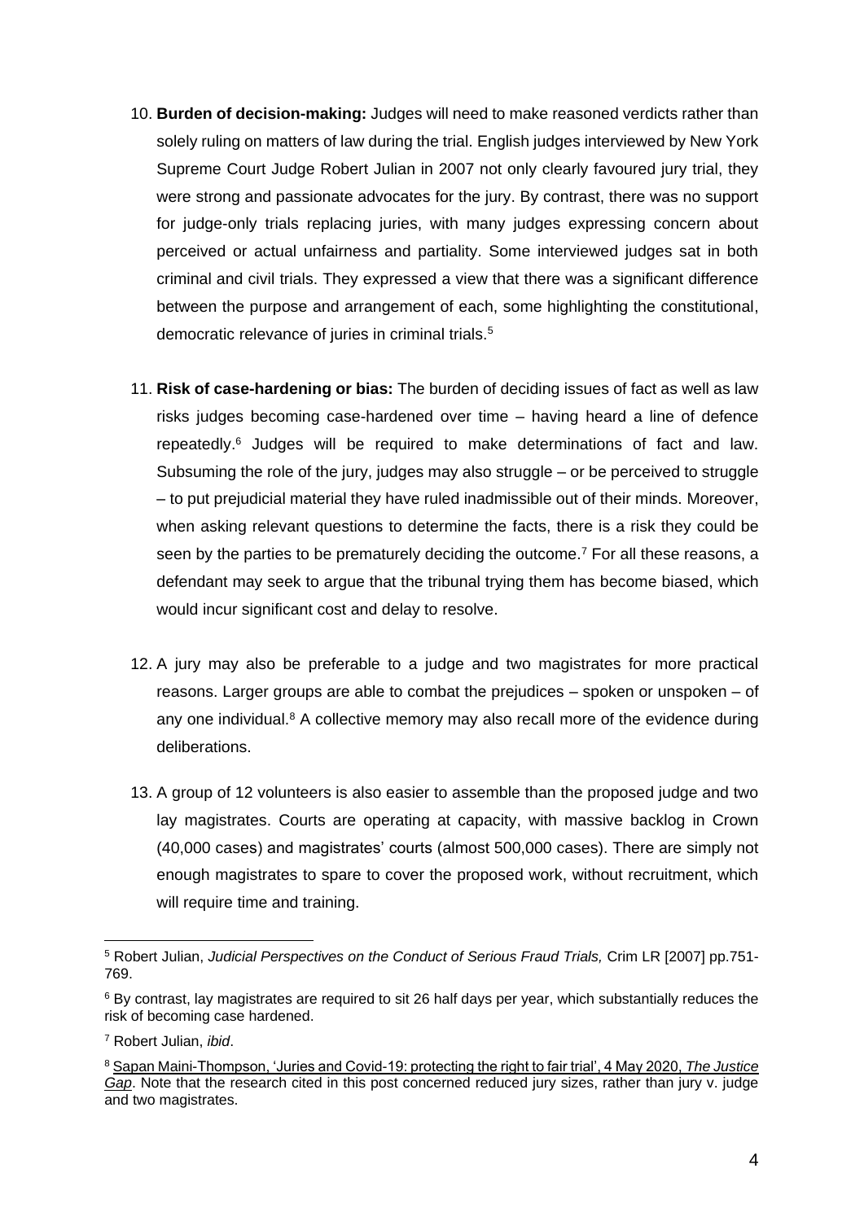10. **Burden of decision-making:** Judges will need to make reasoned verdicts rather than solely ruling on matters of law during the trial. English judges interviewed by New York Supreme Court Judge Robert Julian in 2007 not only clearly favoured jury trial, they were strong and passionate advocates for the jury. By contrast, there was no support for judge-only trials replacing juries, with many judges expressing concern about perceived or actual unfairness and partiality. Some interviewed judges sat in both criminal and civil trials. They expressed a view that there was a significant difference between the purpose and arrangement of each, some highlighting the constitutional, democratic relevance of juries in criminal trials.[5]

11. **Risk of case-hardening or bias:** The burden of deciding issues of fact as well as law risks judges becoming case-hardened over time – having heard a line of defence repeatedly.[6] Judges will be required to make determinations of fact and law. Subsuming the role of the jury, judges may also struggle – or be perceived to struggle – to put prejudicial material they have ruled inadmissible out of their minds. Moreover, when asking relevant questions to determine the facts, there is a risk they could be seen by the parties to be prematurely deciding the outcome.[7] For all these reasons, a defendant may seek to argue that the tribunal trying them has become biased, which would incur significant cost and delay to resolve.

12. A jury may also be preferable to a judge and two magistrates for more practical reasons. Larger groups are able to combat the prejudices – spoken or unspoken – of any one individual.[8] A collective memory may also recall more of the evidence during deliberations.

13. A group of 12 volunteers is also easier to assemble than the proposed judge and two lay magistrates. Courts are operating at capacity, with massive backlog in Crown (40,000 cases) and magistrates' courts (almost 500,000 cases). There are simply not enough magistrates to spare to cover the proposed work, without recruitment, which will require time and training.

---

[5] Robert Julian, *Judicial Perspectives on the Conduct of Serious Fraud Trials,* Crim LR [2007] pp.751-769.

[6] By contrast, lay magistrates are required to sit 26 half days per year, which substantially reduces the risk of becoming case hardened.

[7] Robert Julian, *ibid*.

[8] Sapan Maini-Thompson, 'Juries and Covid-19: protecting the right to fair trial', 4 May 2020, *The Justice Gap*. Note that the research cited in this post concerned reduced jury sizes, rather than jury v. judge and two magistrates.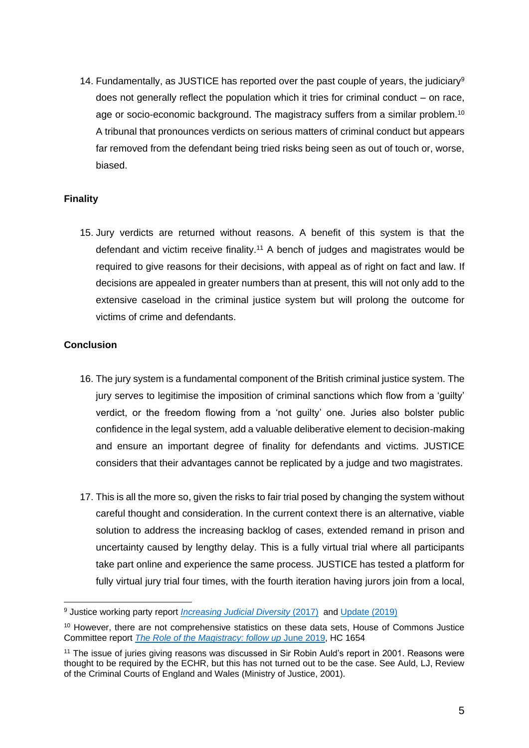14. Fundamentally, as JUSTICE has reported over the past couple of years, the judiciary[9] does not generally reflect the population which it tries for criminal conduct – on race, age or socio-economic background. The magistracy suffers from a similar problem.[10] A tribunal that pronounces verdicts on serious matters of criminal conduct but appears far removed from the defendant being tried risks being seen as out of touch or, worse, biased.

**Finality**

15. Jury verdicts are returned without reasons. A benefit of this system is that the defendant and victim receive finality.[11] A bench of judges and magistrates would be required to give reasons for their decisions, with appeal as of right on fact and law. If decisions are appealed in greater numbers than at present, this will not only add to the extensive caseload in the criminal justice system but will prolong the outcome for victims of crime and defendants.

**Conclusion**

16. The jury system is a fundamental component of the British criminal justice system. The jury serves to legitimise the imposition of criminal sanctions which flow from a 'guilty' verdict, or the freedom flowing from a 'not guilty' one. Juries also bolster public confidence in the legal system, add a valuable deliberative element to decision-making and ensure an important degree of finality for defendants and victims. JUSTICE considers that their advantages cannot be replicated by a judge and two magistrates.

17. This is all the more so, given the risks to fair trial posed by changing the system without careful thought and consideration. In the current context there is an alternative, viable solution to address the increasing backlog of cases, extended remand in prison and uncertainty caused by lengthy delay. This is a fully virtual trial where all participants take part online and experience the same process. JUSTICE has tested a platform for fully virtual jury trial four times, with the fourth iteration having jurors join from a local,

---

[9] Justice working party report *Increasing Judicial Diversity* (2017) and Update (2019)

[10] However, there are not comprehensive statistics on these data sets, House of Commons Justice Committee report *The Role of the Magistracy: follow up* June 2019, HC 1654

[11] The issue of juries giving reasons was discussed in Sir Robin Auld's report in 2001. Reasons were thought to be required by the ECHR, but this has not turned out to be the case. See Auld, LJ, Review of the Criminal Courts of England and Wales (Ministry of Justice, 2001).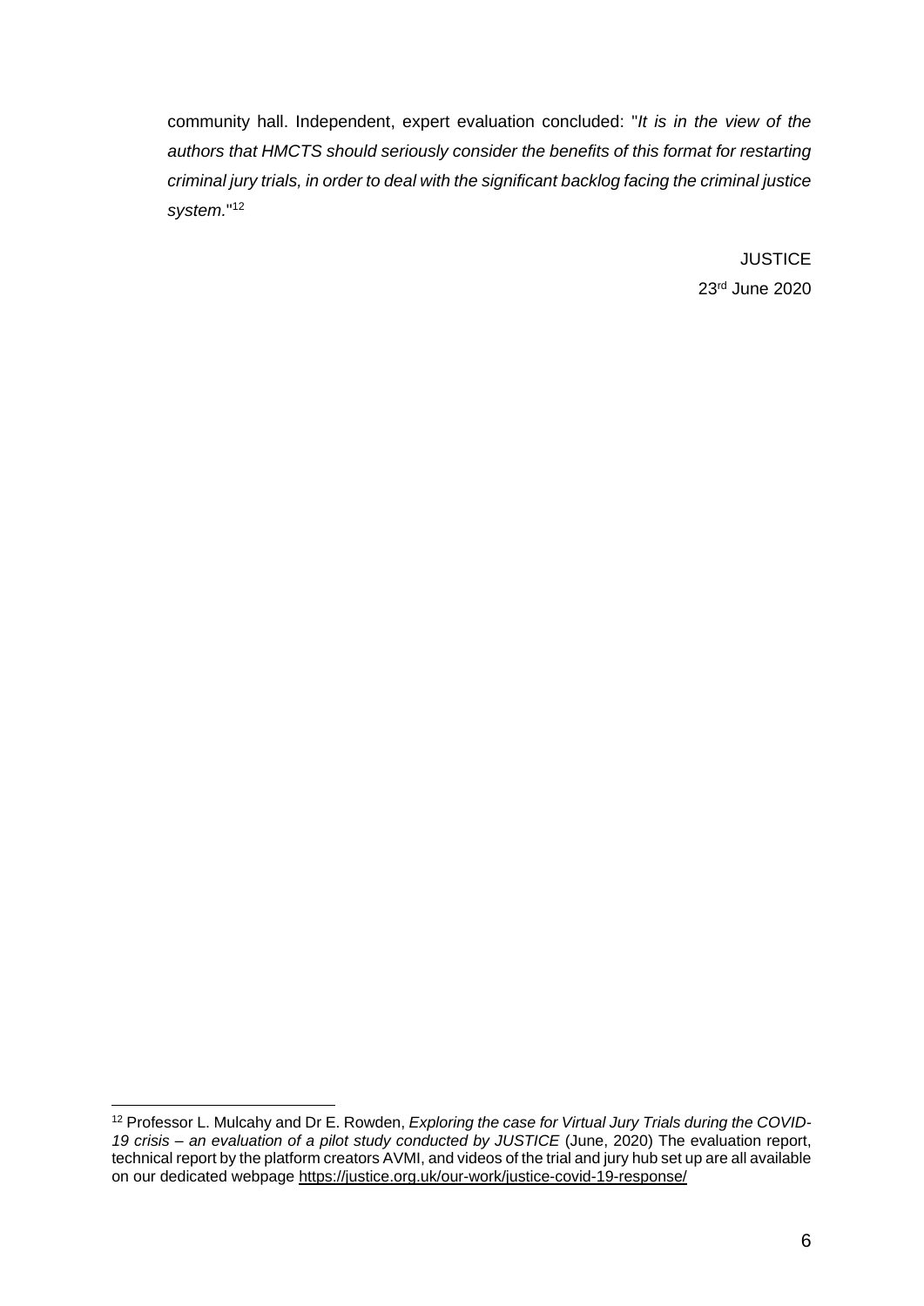community hall. Independent, expert evaluation concluded: "*It is in the view of the authors that HMCTS should seriously consider the benefits of this format for restarting criminal jury trials, in order to deal with the significant backlog facing the criminal justice system.*"[12]

JUSTICE
23rd June 2020

---

[12] Professor L. Mulcahy and Dr E. Rowden, *Exploring the case for Virtual Jury Trials during the COVID-19 crisis – an evaluation of a pilot study conducted by JUSTICE* (June, 2020) The evaluation report, technical report by the platform creators AVMI, and videos of the trial and jury hub set up are all available on our dedicated webpage https://justice.org.uk/our-work/justice-covid-19-response/